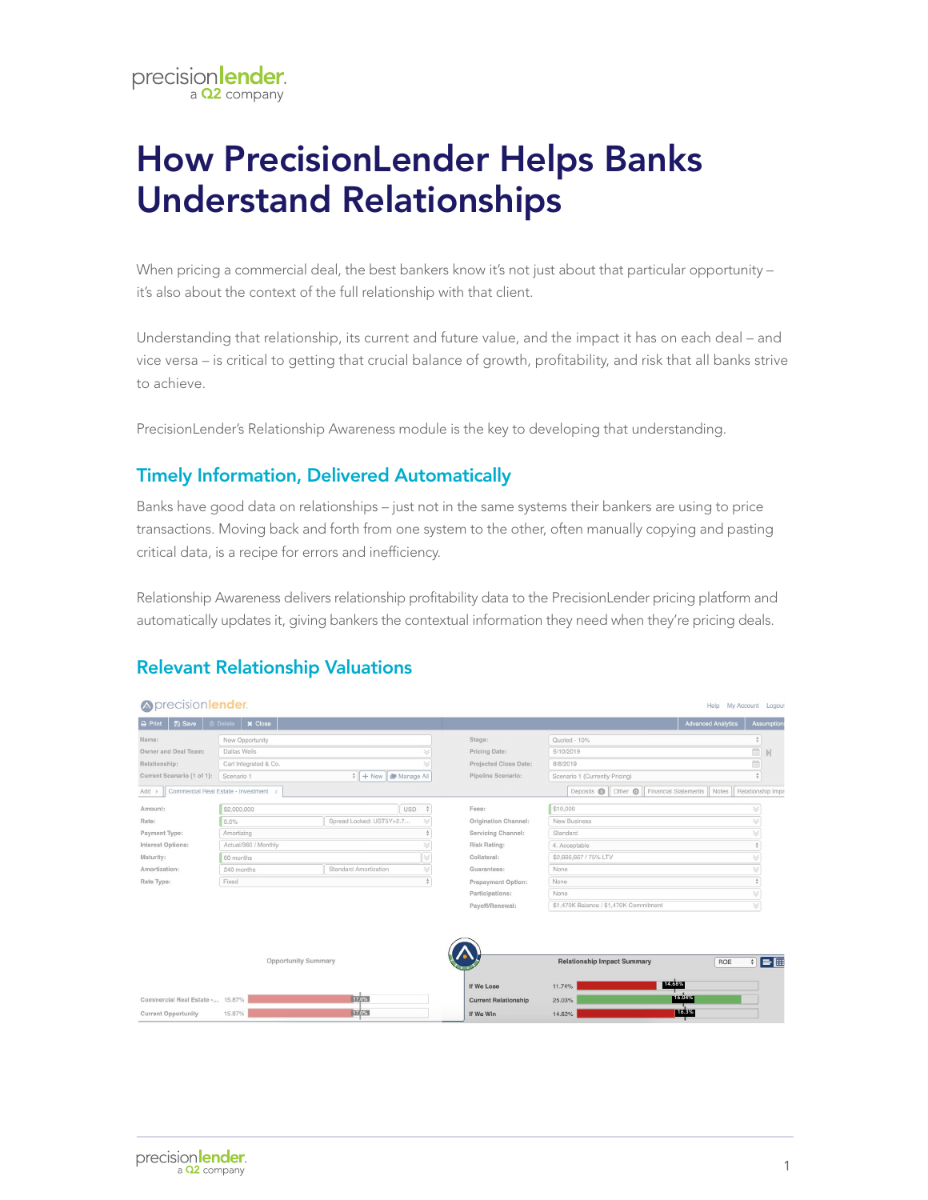# How PrecisionLender Helps Banks Understand Relationships

When pricing a commercial deal, the best bankers know it's not just about that particular opportunity – it's also about the context of the full relationship with that client.

Understanding that relationship, its current and future value, and the impact it has on each deal – and vice versa – is critical to getting that crucial balance of growth, profitability, and risk that all banks strive to achieve.

PrecisionLender's Relationship Awareness module is the key to developing that understanding.

## Timely Information, Delivered Automatically

Banks have good data on relationships – just not in the same systems their bankers are using to price transactions. Moving back and forth from one system to the other, often manually copying and pasting critical data, is a recipe for errors and inefficiency.

Relationship Awareness delivers relationship profitability data to the PrecisionLender pricing platform and automatically updates it, giving bankers the contextual information they need when they're pricing deals.

## Relevant Relationship Valuations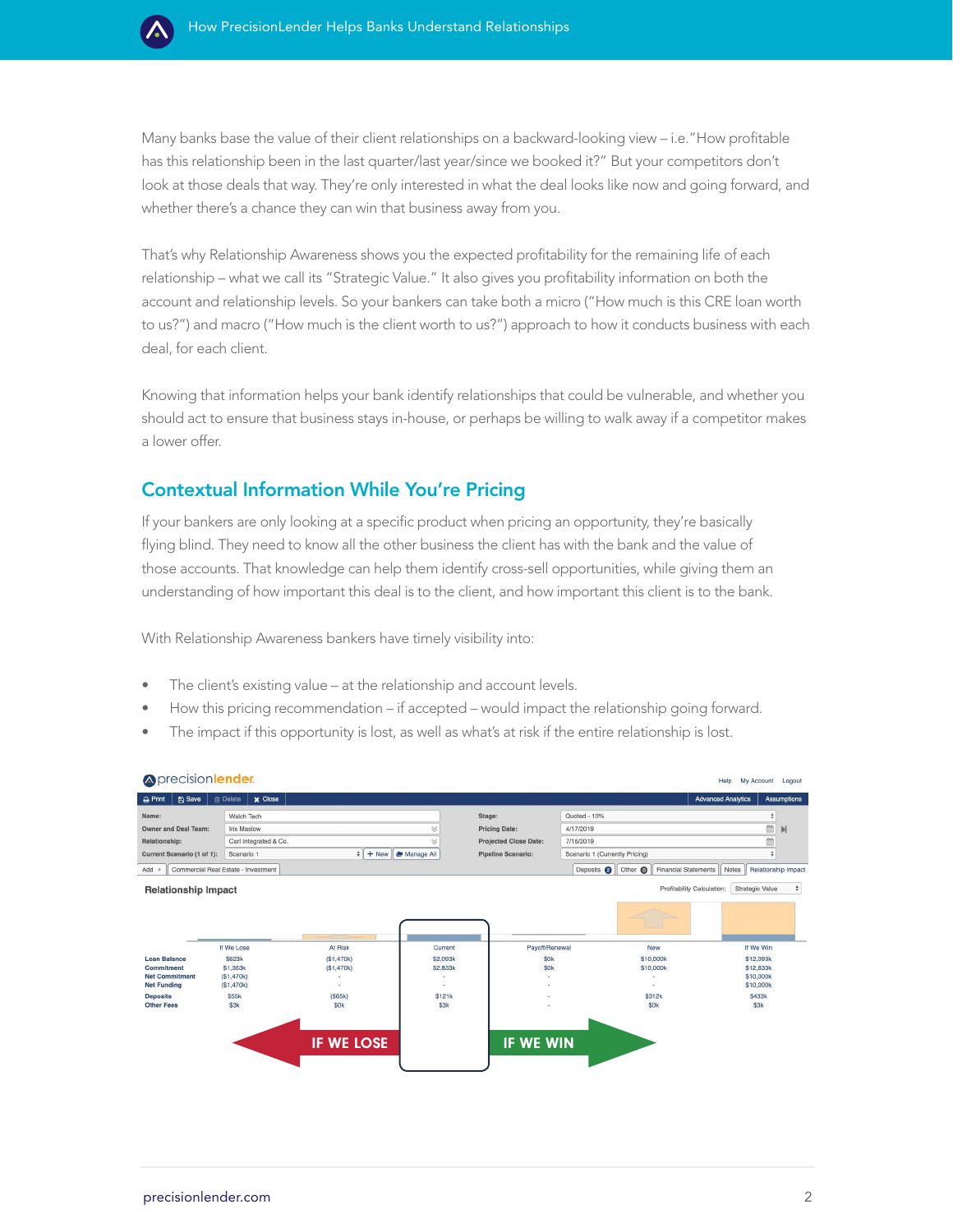Many banks base the value of their client relationships on a backward-looking view – i.e."How profitable has this relationship been in the last quarter/last year/since we booked it?" But your competitors don't look at those deals that way. They're only interested in what the deal looks like now and going forward, and whether there's a chance they can win that business away from you.

That's why Relationship Awareness shows you the expected profitability for the remaining life of each relationship – what we call its "Strategic Value." It also gives you profitability information on both the account and relationship levels. So your bankers can take both a micro ("How much is this CRE loan worth to us?") and macro ("How much is the client worth to us?") approach to how it conducts business with each deal, for each client.

Knowing that information helps your bank identify relationships that could be vulnerable, and whether you should act to ensure that business stays in-house, or perhaps be willing to walk away if a competitor makes a lower offer.

## Contextual Information While You're Pricing

If your bankers are only looking at a specific product when pricing an opportunity, they're basically flying blind. They need to know all the other business the client has with the bank and the value of those accounts. That knowledge can help them identify cross-sell opportunities, while giving them an understanding of how important this deal is to the client, and how important this client is to the bank.

With Relationship Awareness bankers have timely visibility into:

- The client's existing value – at the relationship and account levels.
- How this pricing recommendation – if accepted – would impact the relationship going forward.
- The impact if this opportunity is lost, as well as what's at risk if the entire relationship is lost.

**Relationship Impact**

| | If We Lose | At Risk | Current | Payoff/Renewal | New | If We Win |
|---|---|---|---|---|---|---|
| Loan Balance | $623k | ($1,470k) | $2,093k | $0k | $10,000k | $12,093k |
| Commitment | $1,363k | ($1,470k) | $2,833k | $0k | $10,000k | $12,833k |
| Net Commitment | ($1,470k) | - | - | - | - | $10,000k |
| Net Funding | ($1,470k) | - | - | - | - | $10,000k |
| Deposits | $55k | ($65k) | $121k | - | $312k | $433k |
| Other Fees | $3k | $0k | $3k | - | $0k | $3k |

IF WE LOSE ← → IF WE WIN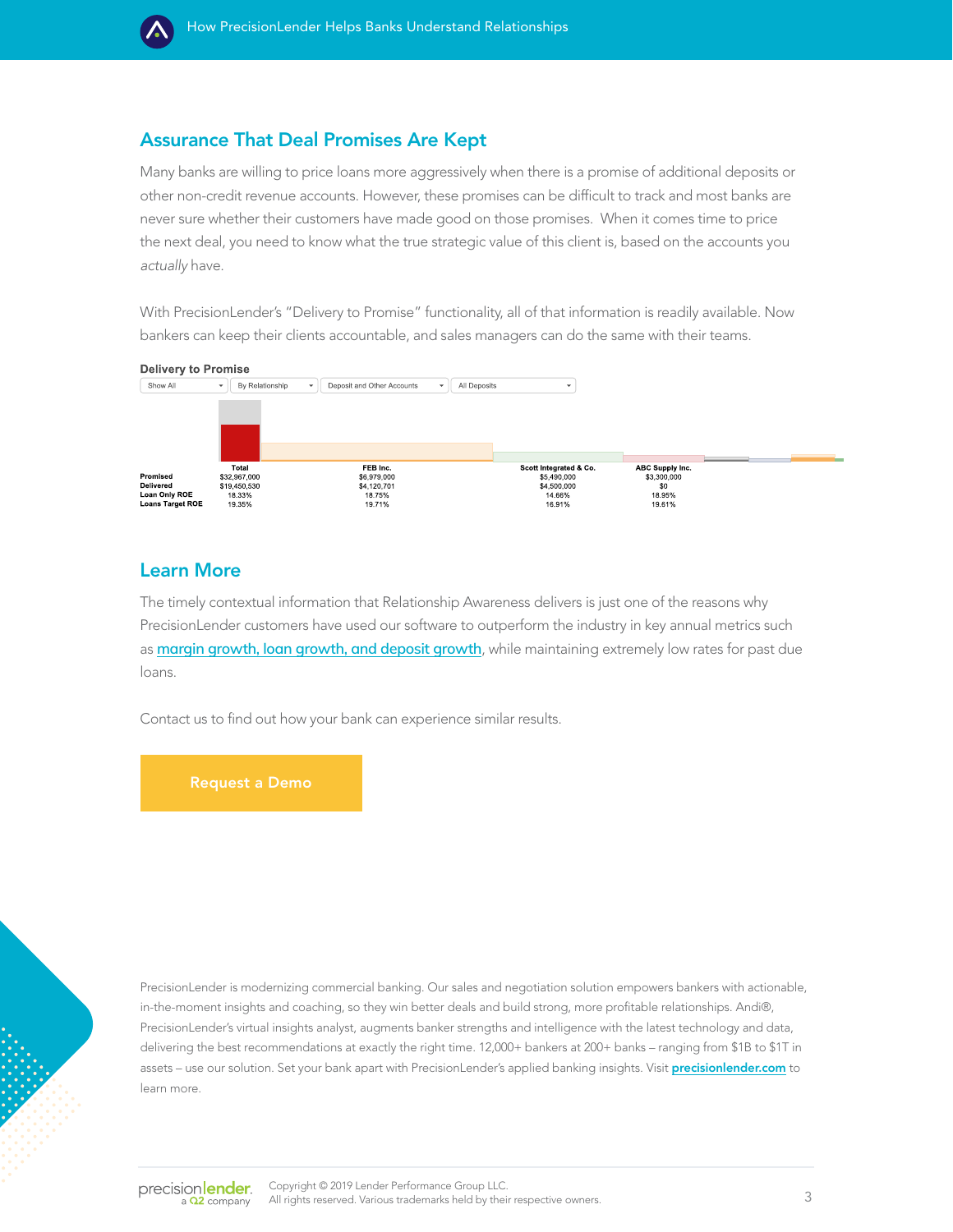## Assurance That Deal Promises Are Kept

Many banks are willing to price loans more aggressively when there is a promise of additional deposits or other non-credit revenue accounts. However, these promises can be difficult to track and most banks are never sure whether their customers have made good on those promises. When it comes time to price the next deal, you need to know what the true strategic value of this client is, based on the accounts you *actually* have.

With PrecisionLender's "Delivery to Promise" functionality, all of that information is readily available. Now bankers can keep their clients accountable, and sales managers can do the same with their teams.

**Delivery to Promise**

Show All
By Relationship
Deposit and Other Accounts
All Deposits

Total
FEB Inc.
Scott Integrated & Co.
ABC Supply Inc.

Promised
$32,967,000
$6,979,000
$5,490,000
$3,300,000

Delivered
$19,450,530
$4,120,701
$4,500,000
$0

Loan Only ROE
18.33%
18.75%
14.66%
18.95%

Loans Target ROE
19.35%
19.71%
16.91%
19.61%

## Learn More

The timely contextual information that Relationship Awareness delivers is just one of the reasons why PrecisionLender customers have used our software to outperform the industry in key annual metrics such as margin growth, loan growth, and deposit growth, while maintaining extremely low rates for past due loans.

Contact us to find out how your bank can experience similar results.

**Request a Demo**

PrecisionLender is modernizing commercial banking. Our sales and negotiation solution empowers bankers with actionable, in-the-moment insights and coaching, so they win better deals and build strong, more profitable relationships. Andi®, PrecisionLender's virtual insights analyst, augments banker strengths and intelligence with the latest technology and data, delivering the best recommendations at exactly the right time. 12,000+ bankers at 200+ banks – ranging from $1B to $1T in assets – use our solution. Set your bank apart with PrecisionLender's applied banking insights. Visit precisionlender.com to learn more.

precisionlender. a Q2 company

Copyright © 2019 Lender Performance Group LLC.
All rights reserved. Various trademarks held by their respective owners.